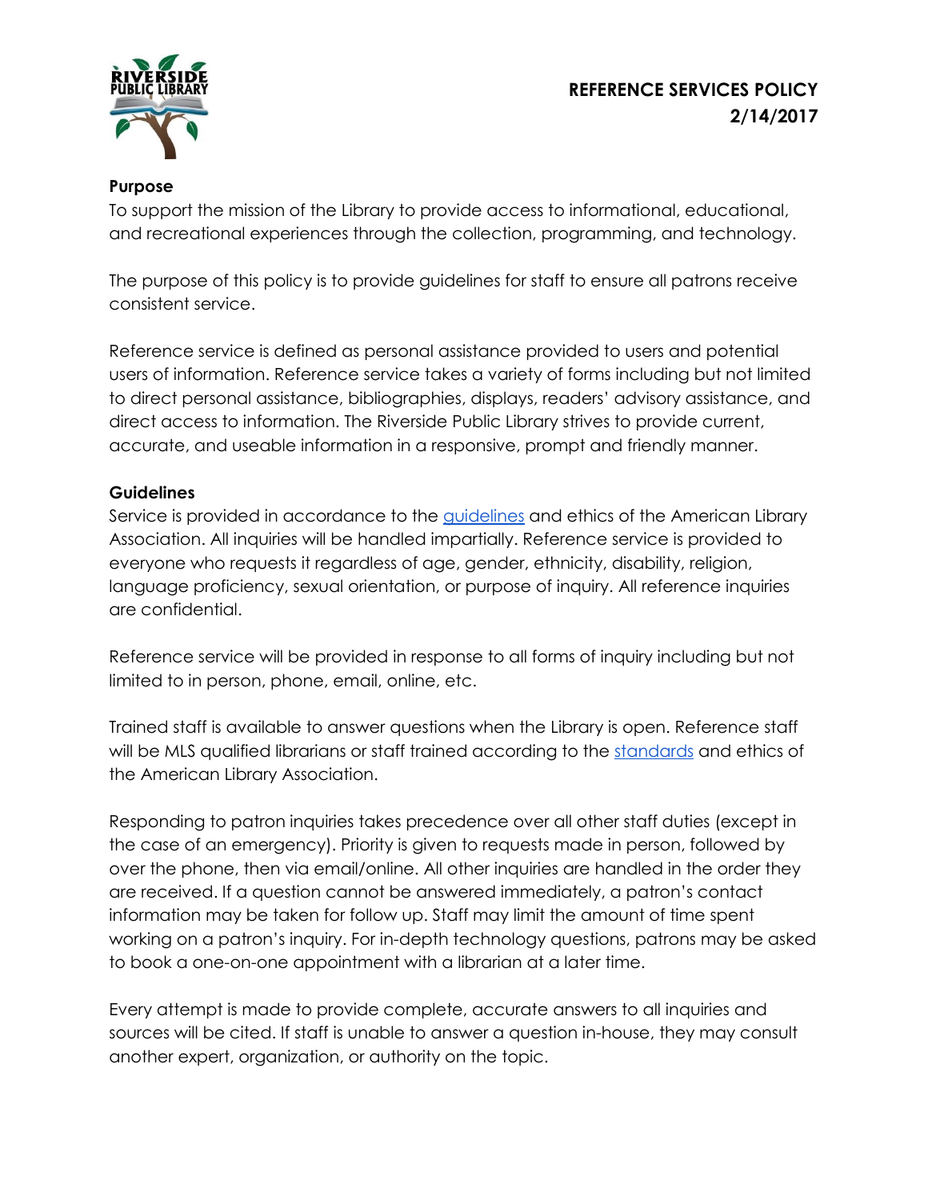# REFERENCE SERVICES POLICY
## 2/14/2017

**Purpose**

To support the mission of the Library to provide access to informational, educational, and recreational experiences through the collection, programming, and technology.

The purpose of this policy is to provide guidelines for staff to ensure all patrons receive consistent service.

Reference service is defined as personal assistance provided to users and potential users of information. Reference service takes a variety of forms including but not limited to direct personal assistance, bibliographies, displays, readers' advisory assistance, and direct access to information. The Riverside Public Library strives to provide current, accurate, and useable information in a responsive, prompt and friendly manner.

**Guidelines**

Service is provided in accordance to the guidelines and ethics of the American Library Association. All inquiries will be handled impartially. Reference service is provided to everyone who requests it regardless of age, gender, ethnicity, disability, religion, language proficiency, sexual orientation, or purpose of inquiry. All reference inquiries are confidential.

Reference service will be provided in response to all forms of inquiry including but not limited to in person, phone, email, online, etc.

Trained staff is available to answer questions when the Library is open. Reference staff will be MLS qualified librarians or staff trained according to the standards and ethics of the American Library Association.

Responding to patron inquiries takes precedence over all other staff duties (except in the case of an emergency). Priority is given to requests made in person, followed by over the phone, then via email/online. All other inquiries are handled in the order they are received. If a question cannot be answered immediately, a patron's contact information may be taken for follow up. Staff may limit the amount of time spent working on a patron's inquiry. For in-depth technology questions, patrons may be asked to book a one-on-one appointment with a librarian at a later time.

Every attempt is made to provide complete, accurate answers to all inquiries and sources will be cited. If staff is unable to answer a question in-house, they may consult another expert, organization, or authority on the topic.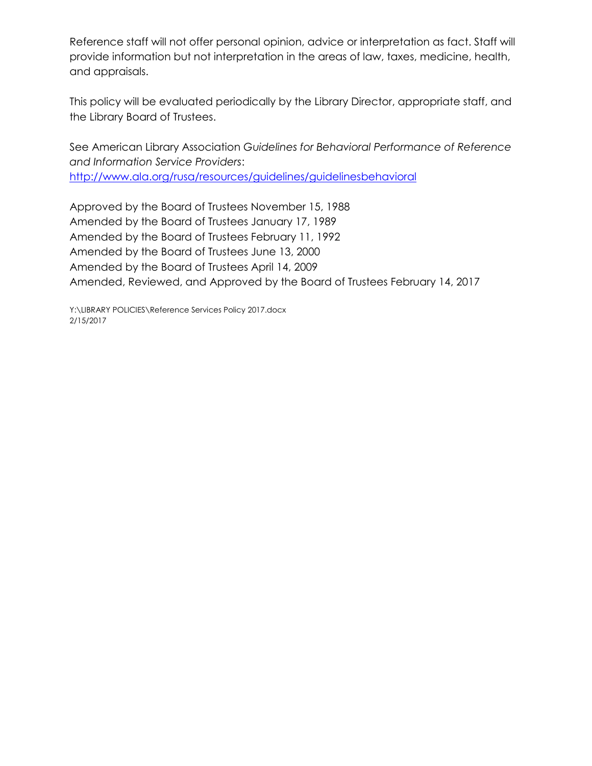Reference staff will not offer personal opinion, advice or interpretation as fact. Staff will provide information but not interpretation in the areas of law, taxes, medicine, health, and appraisals.

This policy will be evaluated periodically by the Library Director, appropriate staff, and the Library Board of Trustees.

See American Library Association *Guidelines for Behavioral Performance of Reference and Information Service Providers*: http://www.ala.org/rusa/resources/guidelines/guidelinesbehavioral

Approved by the Board of Trustees November 15, 1988
Amended by the Board of Trustees January 17, 1989
Amended by the Board of Trustees February 11, 1992
Amended by the Board of Trustees June 13, 2000
Amended by the Board of Trustees April 14, 2009
Amended, Reviewed, and Approved by the Board of Trustees February 14, 2017

Y:\LIBRARY POLICIES\Reference Services Policy 2017.docx
2/15/2017